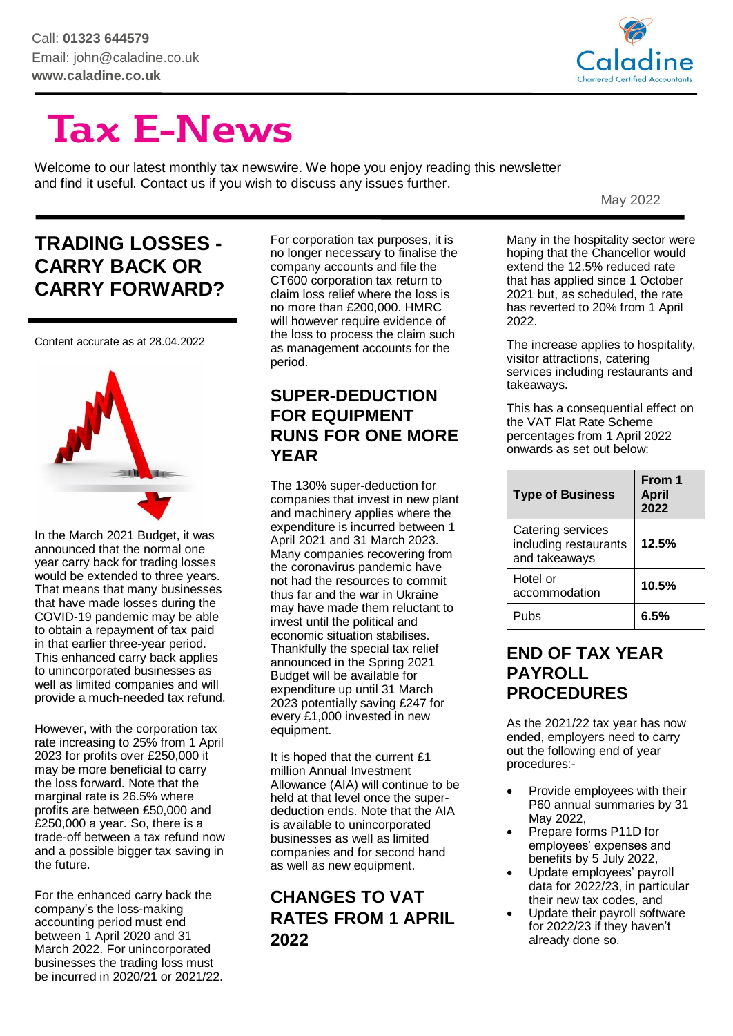Call: **01323 644579**
Email: john@caladine.co.uk
**www.caladine.co.uk**

Caladine
Chartered Certified Accountants

# Tax E-News

Welcome to our latest monthly tax newswire. We hope you enjoy reading this newsletter and find it useful. Contact us if you wish to discuss any issues further.

May 2022

## TRADING LOSSES - CARRY BACK OR CARRY FORWARD?

Content accurate as at 28.04.2022

In the March 2021 Budget, it was announced that the normal one year carry back for trading losses would be extended to three years. That means that many businesses that have made losses during the COVID-19 pandemic may be able to obtain a repayment of tax paid in that earlier three-year period. This enhanced carry back applies to unincorporated businesses as well as limited companies and will provide a much-needed tax refund.

However, with the corporation tax rate increasing to 25% from 1 April 2023 for profits over £250,000 it may be more beneficial to carry the loss forward. Note that the marginal rate is 26.5% where profits are between £50,000 and £250,000 a year. So, there is a trade-off between a tax refund now and a possible bigger tax saving in the future.

For the enhanced carry back the company's the loss-making accounting period must end between 1 April 2020 and 31 March 2022. For unincorporated businesses the trading loss must be incurred in 2020/21 or 2021/22.

For corporation tax purposes, it is no longer necessary to finalise the company accounts and file the CT600 corporation tax return to claim loss relief where the loss is no more than £200,000. HMRC will however require evidence of the loss to process the claim such as management accounts for the period.

## SUPER-DEDUCTION FOR EQUIPMENT RUNS FOR ONE MORE YEAR

The 130% super-deduction for companies that invest in new plant and machinery applies where the expenditure is incurred between 1 April 2021 and 31 March 2023. Many companies recovering from the coronavirus pandemic have not had the resources to commit thus far and the war in Ukraine may have made them reluctant to invest until the political and economic situation stabilises. Thankfully the special tax relief announced in the Spring 2021 Budget will be available for expenditure up until 31 March 2023 potentially saving £247 for every £1,000 invested in new equipment.

It is hoped that the current £1 million Annual Investment Allowance (AIA) will continue to be held at that level once the super-deduction ends. Note that the AIA is available to unincorporated businesses as well as limited companies and for second hand as well as new equipment.

## CHANGES TO VAT RATES FROM 1 APRIL 2022

Many in the hospitality sector were hoping that the Chancellor would extend the 12.5% reduced rate that has applied since 1 October 2021 but, as scheduled, the rate has reverted to 20% from 1 April 2022.

The increase applies to hospitality, visitor attractions, catering services including restaurants and takeaways.

This has a consequential effect on the VAT Flat Rate Scheme percentages from 1 April 2022 onwards as set out below:

| Type of Business | From 1 April 2022 |
|---|---|
| Catering services including restaurants and takeaways | **12.5%** |
| Hotel or accommodation | **10.5%** |
| Pubs | **6.5%** |

## END OF TAX YEAR PAYROLL PROCEDURES

As the 2021/22 tax year has now ended, employers need to carry out the following end of year procedures:-

- Provide employees with their P60 annual summaries by 31 May 2022,
- Prepare forms P11D for employees' expenses and benefits by 5 July 2022,
- Update employees' payroll data for 2022/23, in particular their new tax codes, and
- Update their payroll software for 2022/23 if they haven't already done so.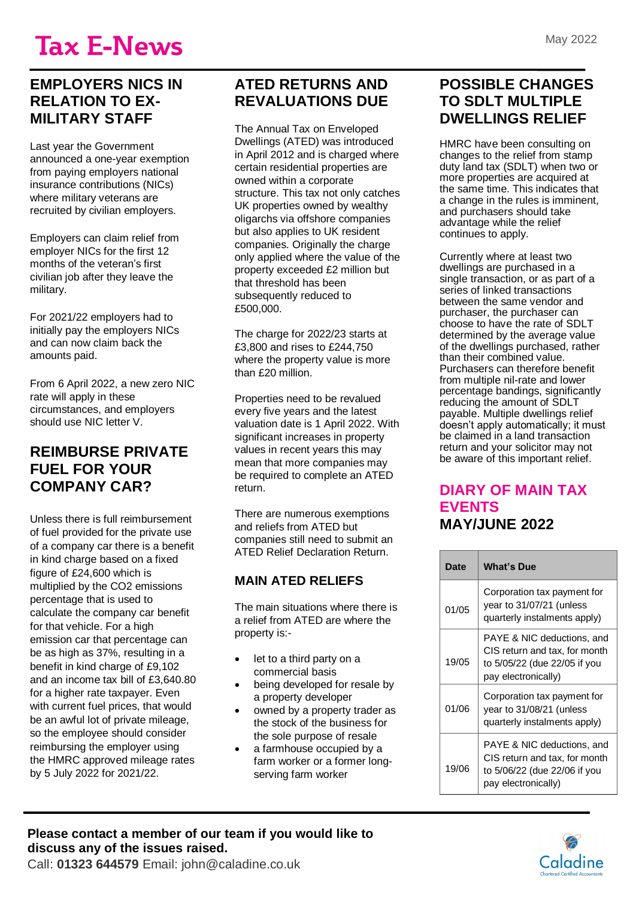# Tax E-News

May 2022

## EMPLOYERS NICS IN RELATION TO EX-MILITARY STAFF

Last year the Government announced a one-year exemption from paying employers national insurance contributions (NICs) where military veterans are recruited by civilian employers.

Employers can claim relief from employer NICs for the first 12 months of the veteran's first civilian job after they leave the military.

For 2021/22 employers had to initially pay the employers NICs and can now claim back the amounts paid.

From 6 April 2022, a new zero NIC rate will apply in these circumstances, and employers should use NIC letter V.

## REIMBURSE PRIVATE FUEL FOR YOUR COMPANY CAR?

Unless there is full reimbursement of fuel provided for the private use of a company car there is a benefit in kind charge based on a fixed figure of £24,600 which is multiplied by the CO2 emissions percentage that is used to calculate the company car benefit for that vehicle. For a high emission car that percentage can be as high as 37%, resulting in a benefit in kind charge of £9,102 and an income tax bill of £3,640.80 for a higher rate taxpayer. Even with current fuel prices, that would be an awful lot of private mileage, so the employee should consider reimbursing the employer using the HMRC approved mileage rates by 5 July 2022 for 2021/22.

## ATED RETURNS AND REVALUATIONS DUE

The Annual Tax on Enveloped Dwellings (ATED) was introduced in April 2012 and is charged where certain residential properties are owned within a corporate structure. This tax not only catches UK properties owned by wealthy oligarchs via offshore companies but also applies to UK resident companies. Originally the charge only applied where the value of the property exceeded £2 million but that threshold has been subsequently reduced to £500,000.

The charge for 2022/23 starts at £3,800 and rises to £244,750 where the property value is more than £20 million.

Properties need to be revalued every five years and the latest valuation date is 1 April 2022. With significant increases in property values in recent years this may mean that more companies may be required to complete an ATED return.

There are numerous exemptions and reliefs from ATED but companies still need to submit an ATED Relief Declaration Return.

### MAIN ATED RELIEFS

The main situations where there is a relief from ATED are where the property is:-

- let to a third party on a commercial basis
- being developed for resale by a property developer
- owned by a property trader as the stock of the business for the sole purpose of resale
- a farmhouse occupied by a farm worker or a former long-serving farm worker

## POSSIBLE CHANGES TO SDLT MULTIPLE DWELLINGS RELIEF

HMRC have been consulting on changes to the relief from stamp duty land tax (SDLT) when two or more properties are acquired at the same time. This indicates that a change in the rules is imminent, and purchasers should take advantage while the relief continues to apply.

Currently where at least two dwellings are purchased in a single transaction, or as part of a series of linked transactions between the same vendor and purchaser, the purchaser can choose to have the rate of SDLT determined by the average value of the dwellings purchased, rather than their combined value. Purchasers can therefore benefit from multiple nil-rate and lower percentage bandings, significantly reducing the amount of SDLT payable. Multiple dwellings relief doesn't apply automatically; it must be claimed in a land transaction return and your solicitor may not be aware of this important relief.

## DIARY OF MAIN TAX EVENTS MAY/JUNE 2022

| Date | What's Due |
|---|---|
| 01/05 | Corporation tax payment for year to 31/07/21 (unless quarterly instalments apply) |
| 19/05 | PAYE & NIC deductions, and CIS return and tax, for month to 5/05/22 (due 22/05 if you pay electronically) |
| 01/06 | Corporation tax payment for year to 31/08/21 (unless quarterly instalments apply) |
| 19/06 | PAYE & NIC deductions, and CIS return and tax, for month to 5/06/22 (due 22/06 if you pay electronically) |

**Please contact a member of our team if you would like to discuss any of the issues raised.**

Call: **01323 644579** Email: john@caladine.co.uk

Caladine
Chartered Certified Accountants